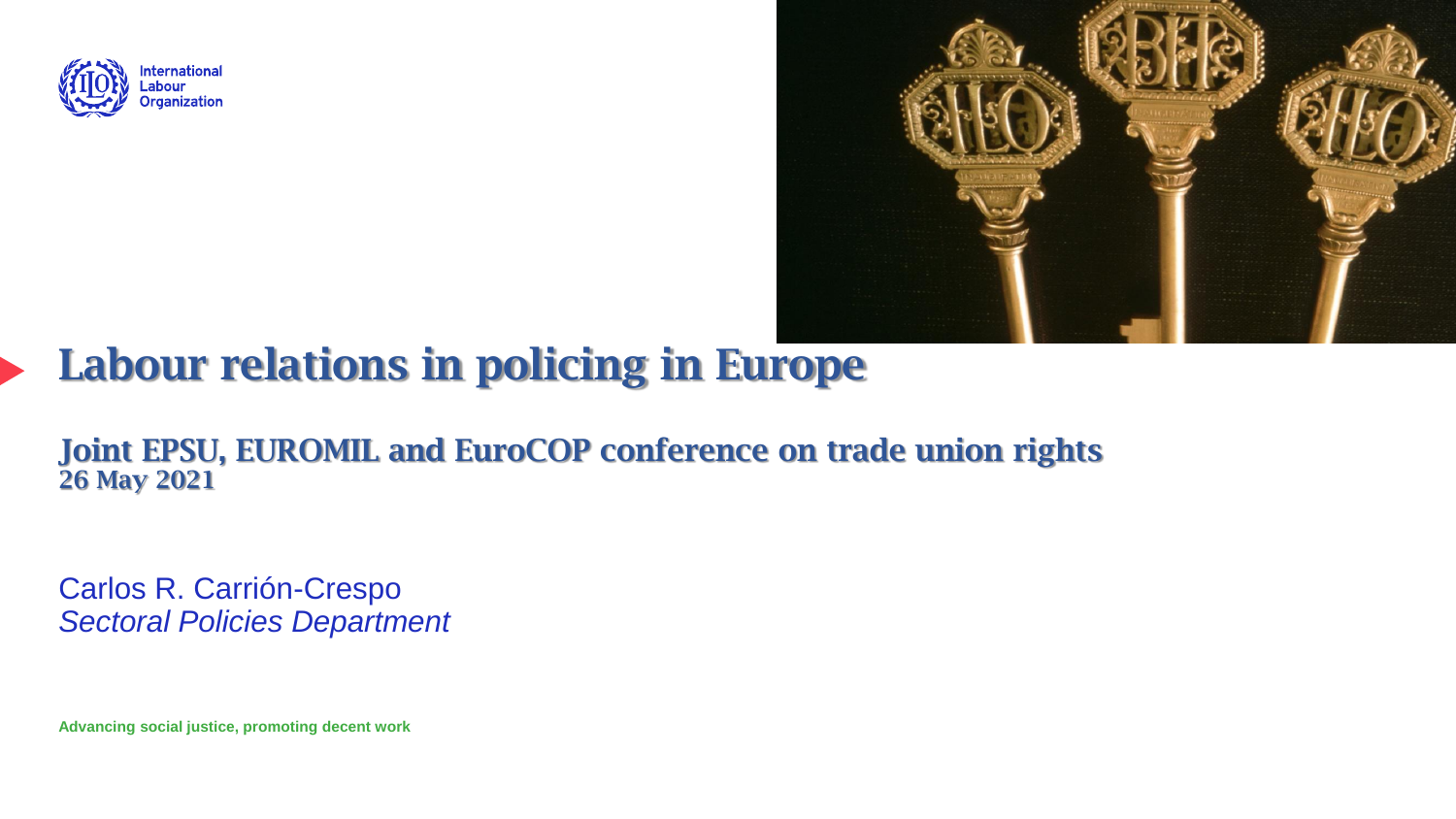International Labour Organization

# Labour relations in policing in Europe

## Joint EPSU, EUROMIL and EuroCOP conference on trade union rights
**26 May 2021**

Carlos R. Carrión-Crespo
*Sectoral Policies Department*

**Advancing social justice, promoting decent work**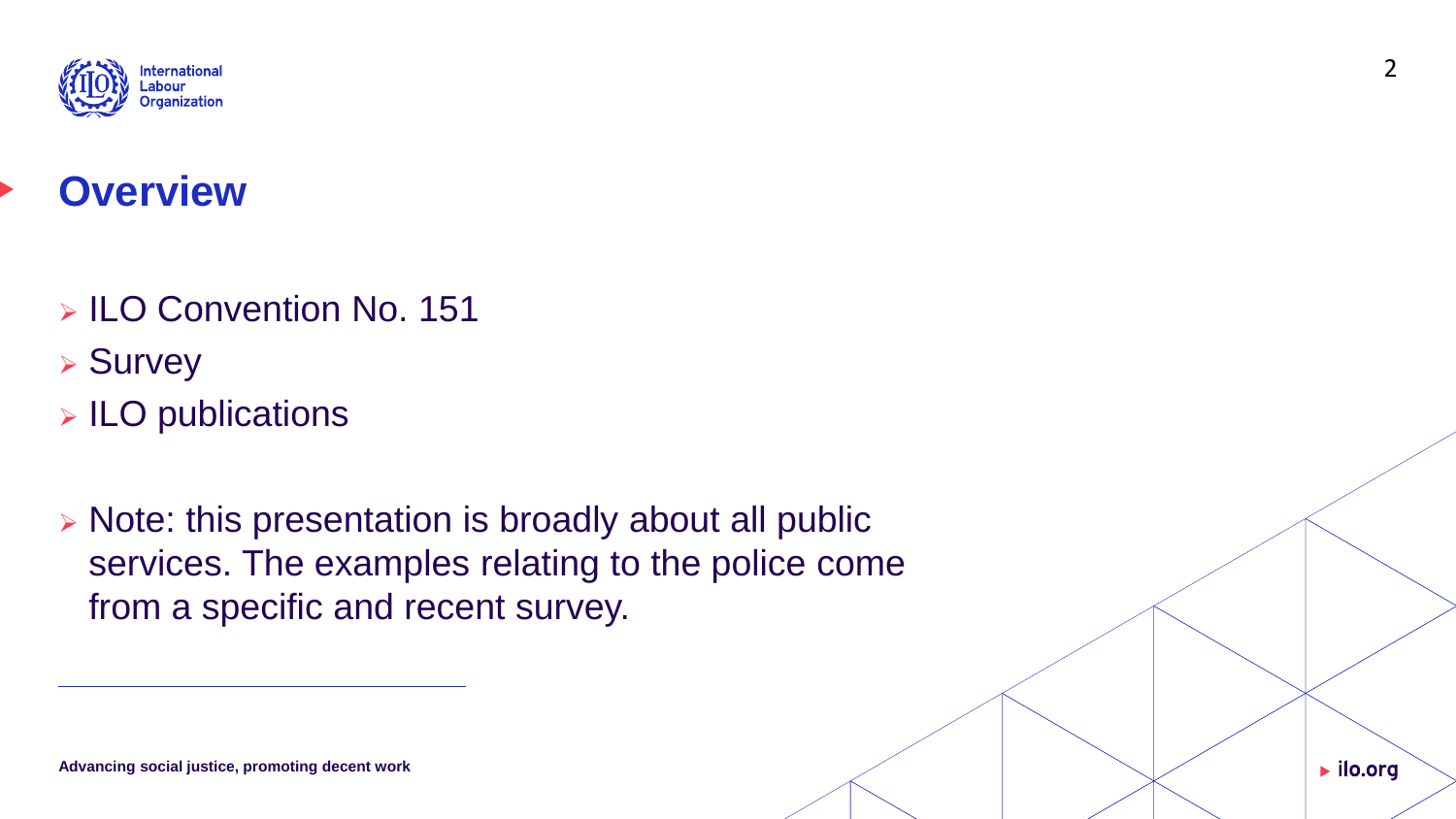# Overview

- ILO Convention No. 151
- Survey
- ILO publications

- Note: this presentation is broadly about all public services. The examples relating to the police come from a specific and recent survey.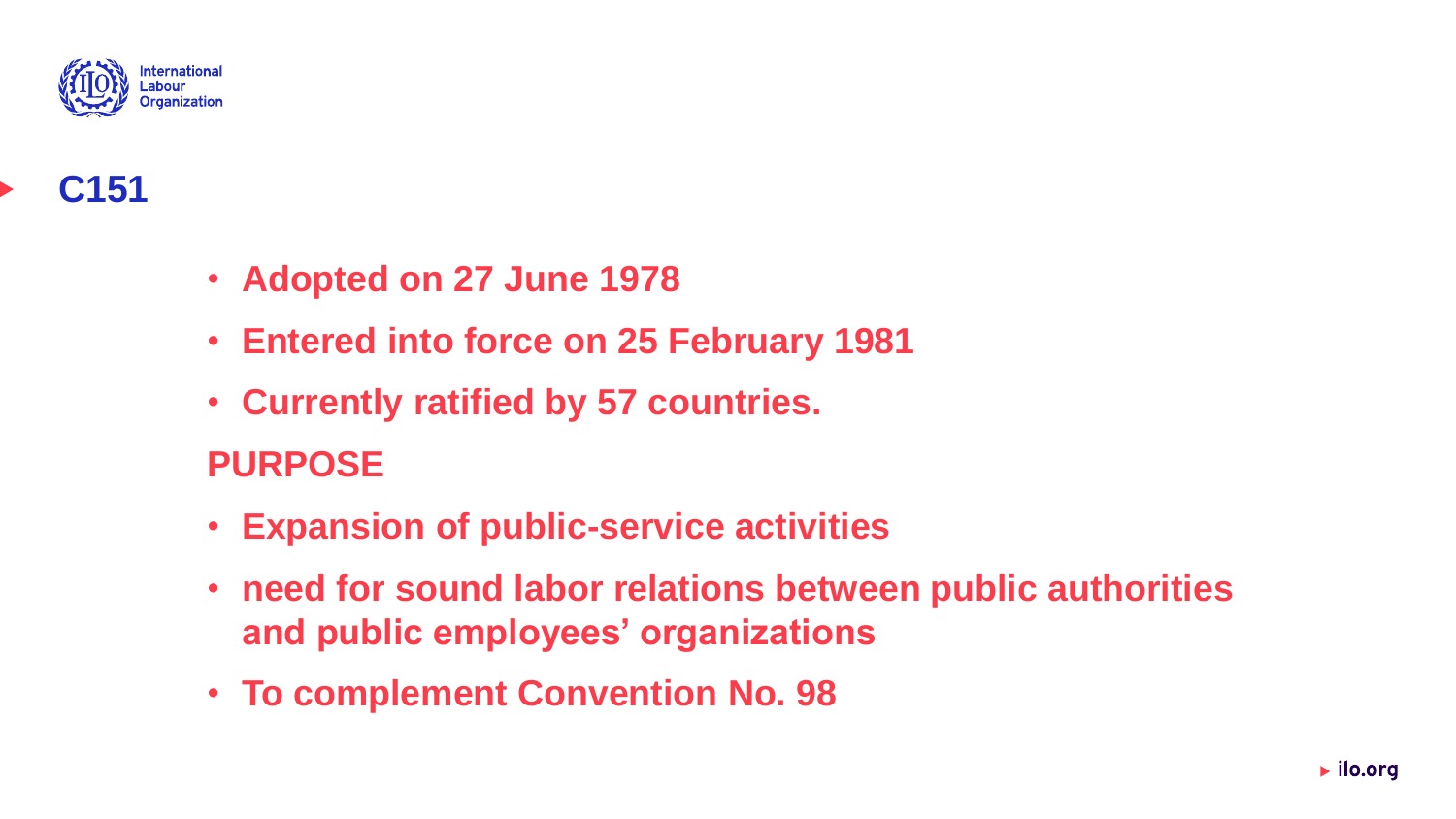# C151

- **Adopted on 27 June 1978**
- **Entered into force on 25 February 1981**
- **Currently ratified by 57 countries.**

## PURPOSE

- **Expansion of public-service activities**
- **need for sound labor relations between public authorities and public employees' organizations**
- **To complement Convention No. 98**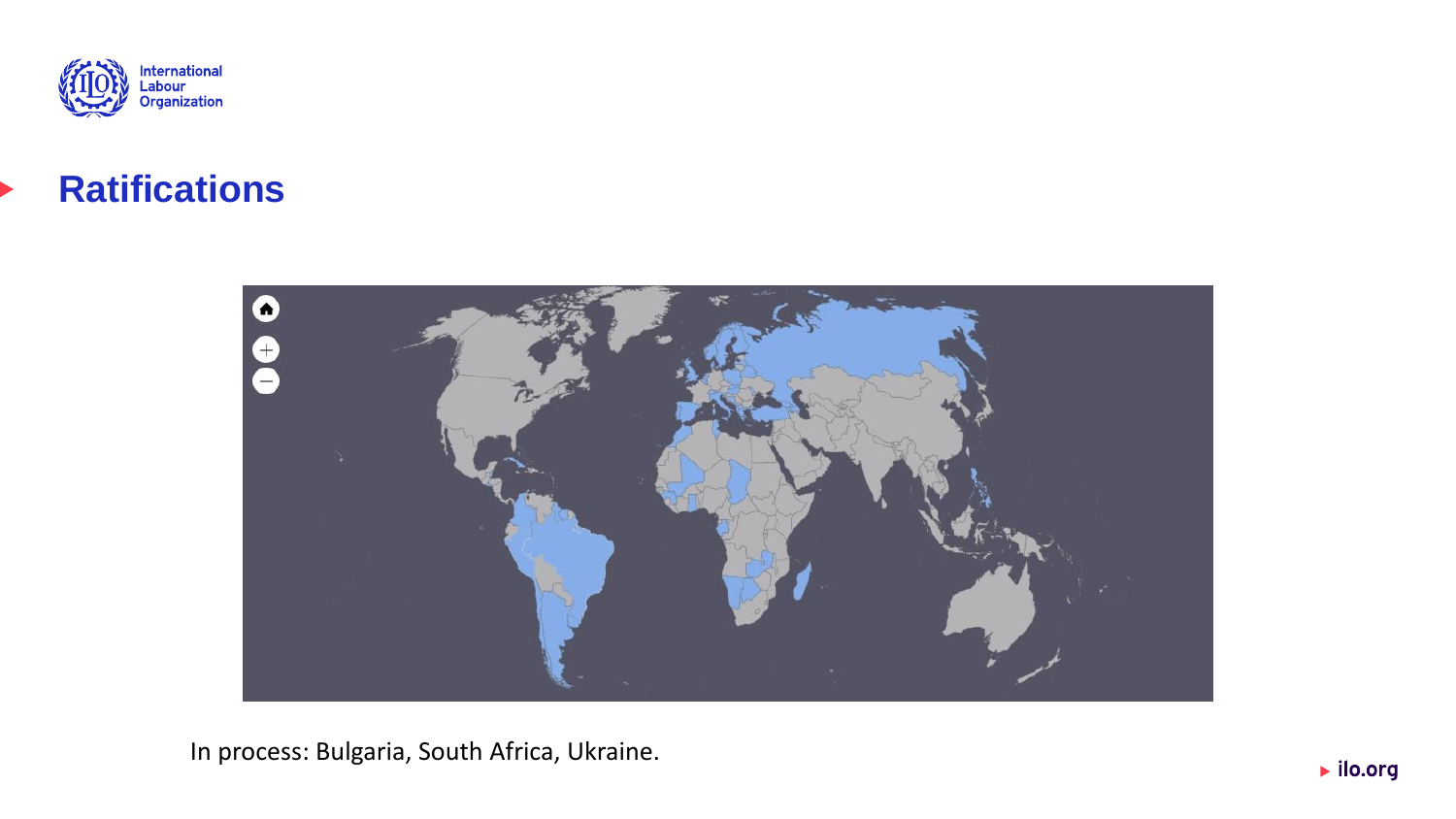## Ratifications

In process: Bulgaria, South Africa, Ukraine.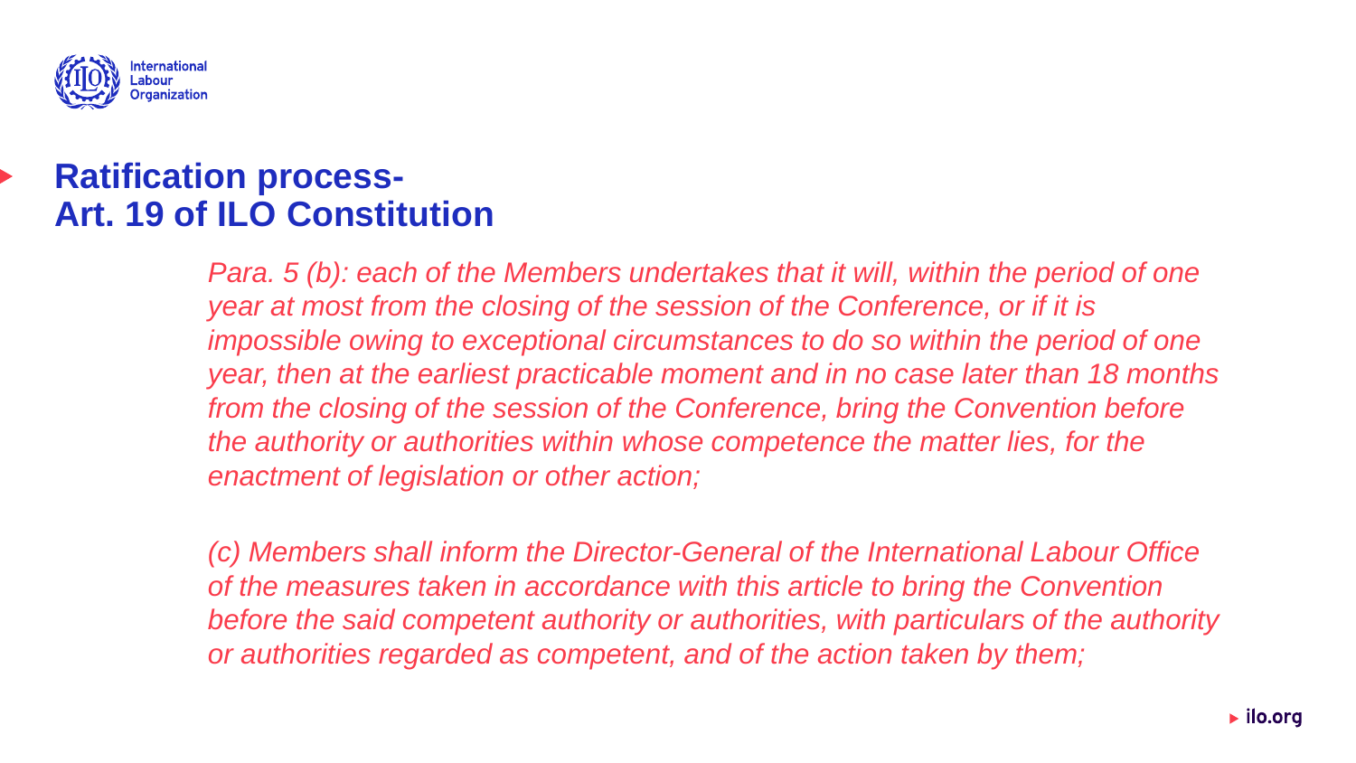## Ratification process- Art. 19 of ILO Constitution

*Para. 5 (b): each of the Members undertakes that it will, within the period of one year at most from the closing of the session of the Conference, or if it is impossible owing to exceptional circumstances to do so within the period of one year, then at the earliest practicable moment and in no case later than 18 months from the closing of the session of the Conference, bring the Convention before the authority or authorities within whose competence the matter lies, for the enactment of legislation or other action;*

*(c) Members shall inform the Director-General of the International Labour Office of the measures taken in accordance with this article to bring the Convention before the said competent authority or authorities, with particulars of the authority or authorities regarded as competent, and of the action taken by them;*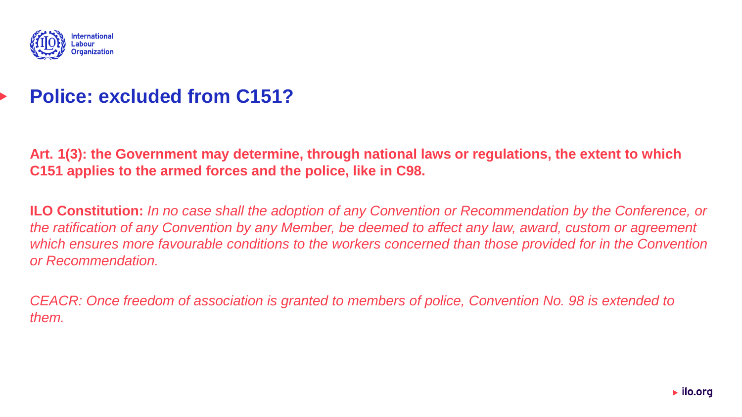# Police: excluded from C151?

**Art. 1(3): the Government may determine, through national laws or regulations, the extent to which C151 applies to the armed forces and the police, like in C98.**

**ILO Constitution:** *In no case shall the adoption of any Convention or Recommendation by the Conference, or the ratification of any Convention by any Member, be deemed to affect any law, award, custom or agreement which ensures more favourable conditions to the workers concerned than those provided for in the Convention or Recommendation.*

*CEACR: Once freedom of association is granted to members of police, Convention No. 98 is extended to them.*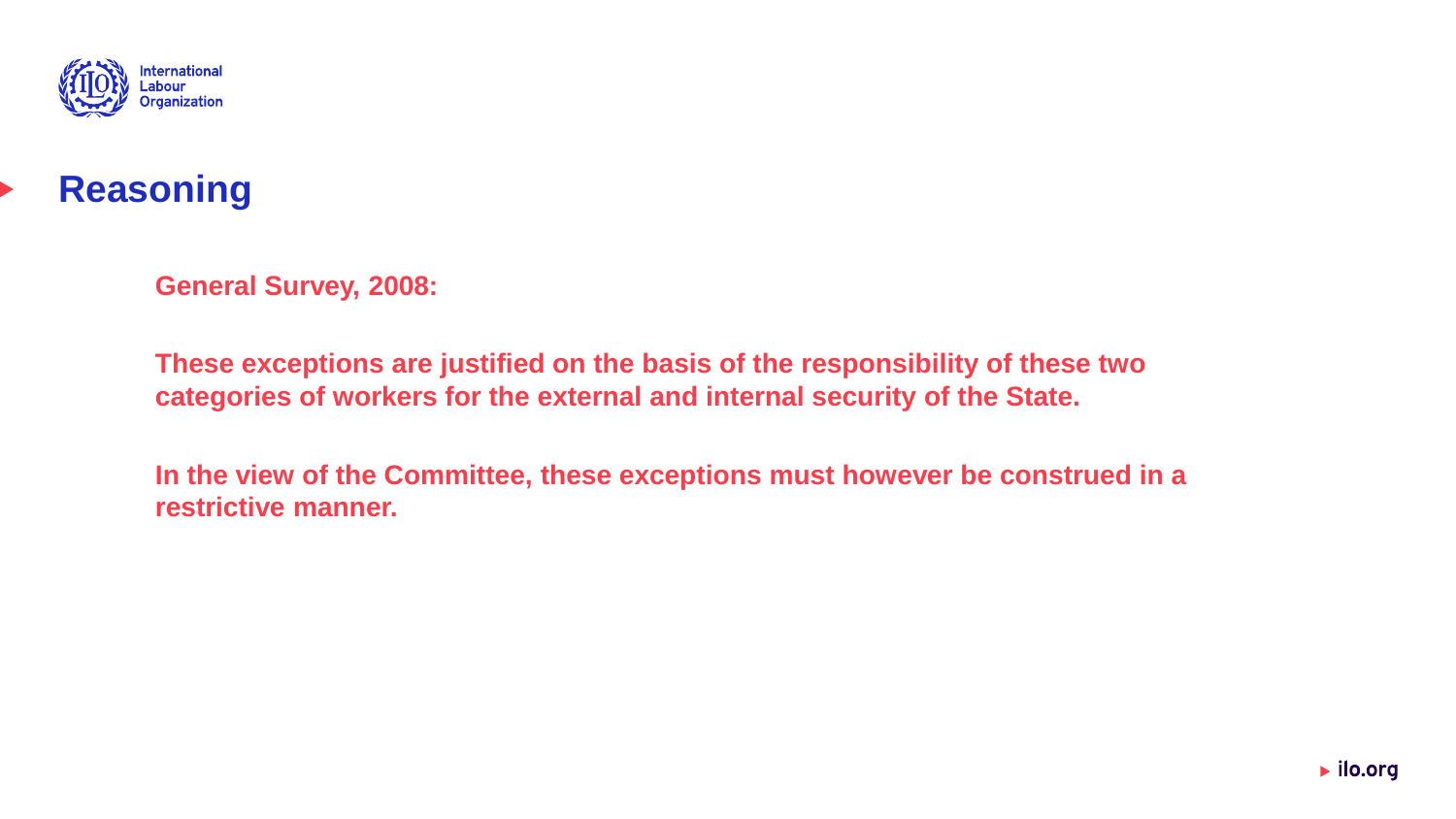# Reasoning

**General Survey, 2008:**

**These exceptions are justified on the basis of the responsibility of these two categories of workers for the external and internal security of the State.**

**In the view of the Committee, these exceptions must however be construed in a restrictive manner.**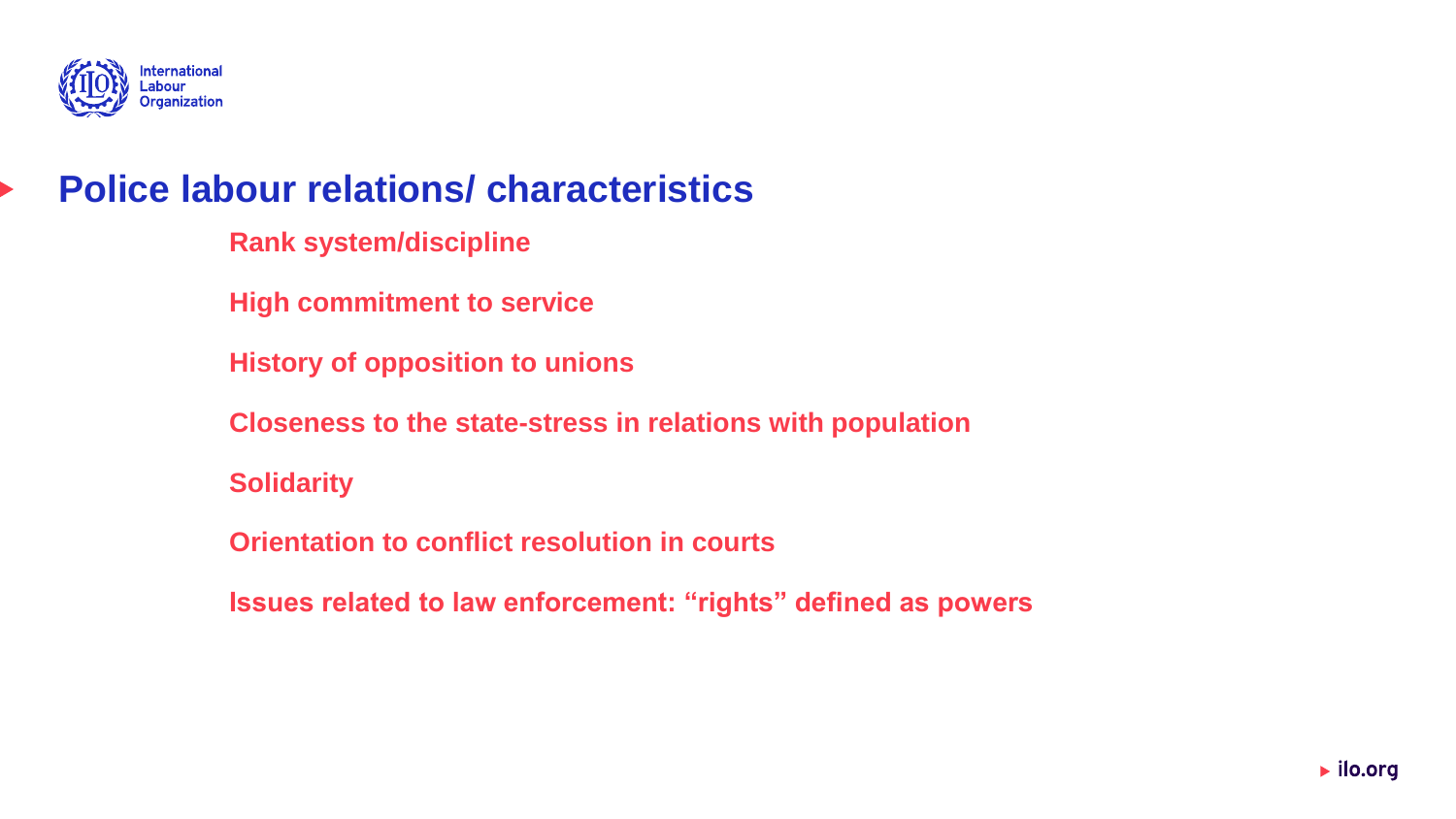## Police labour relations/ characteristics

**Rank system/discipline**

**High commitment to service**

**History of opposition to unions**

**Closeness to the state-stress in relations with population**

**Solidarity**

**Orientation to conflict resolution in courts**

**Issues related to law enforcement: “rights” defined as powers**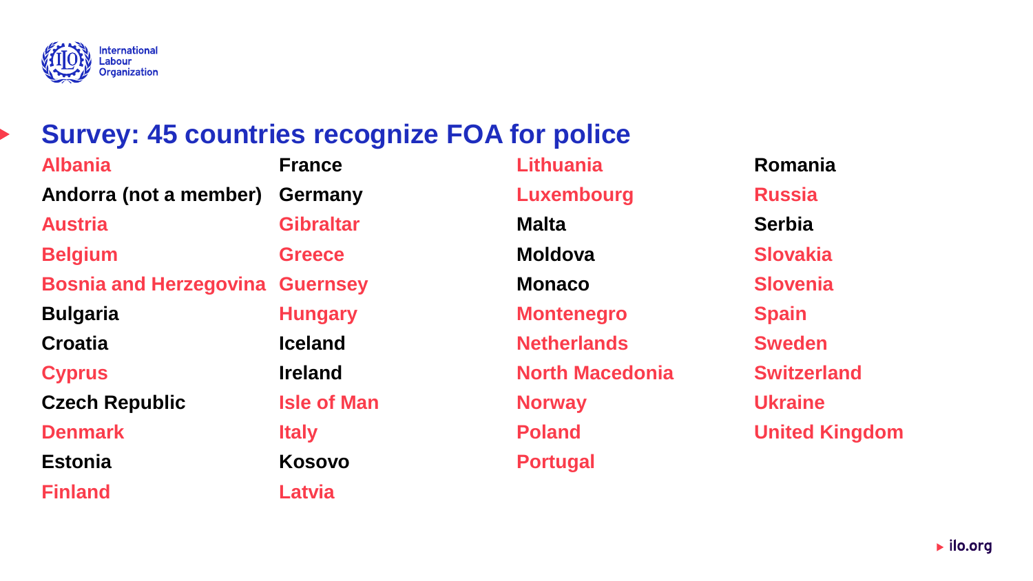# Survey: 45 countries recognize FOA for police

- Albania
- Andorra (not a member)
- Austria
- Belgium
- Bosnia and Herzegovina
- Bulgaria
- Croatia
- Cyprus
- Czech Republic
- Denmark
- Estonia
- Finland
- France
- Germany
- Gibraltar
- Greece
- Guernsey
- Hungary
- Iceland
- Ireland
- Isle of Man
- Italy
- Kosovo
- Latvia
- Lithuania
- Luxembourg
- Malta
- Moldova
- Monaco
- Montenegro
- Netherlands
- North Macedonia
- Norway
- Poland
- Portugal
- Romania
- Russia
- Serbia
- Slovakia
- Slovenia
- Spain
- Sweden
- Switzerland
- Ukraine
- United Kingdom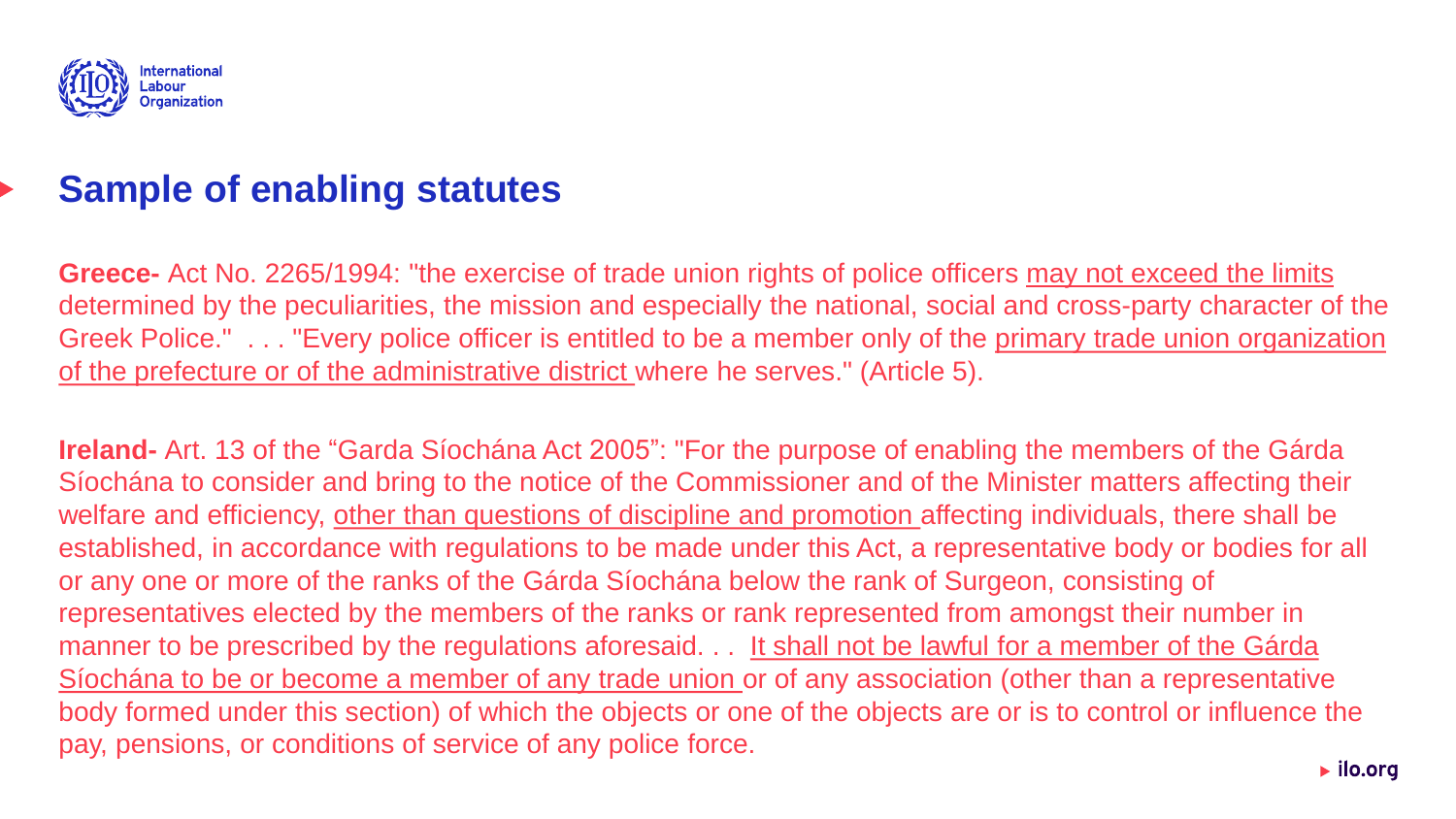## Sample of enabling statutes

**Greece-** Act No. 2265/1994: "the exercise of trade union rights of police officers may not exceed the limits determined by the peculiarities, the mission and especially the national, social and cross-party character of the Greek Police." . . . "Every police officer is entitled to be a member only of the primary trade union organization of the prefecture or of the administrative district where he serves." (Article 5).

**Ireland-** Art. 13 of the "Garda Síochána Act 2005": "For the purpose of enabling the members of the Gárda Síochána to consider and bring to the notice of the Commissioner and of the Minister matters affecting their welfare and efficiency, other than questions of discipline and promotion affecting individuals, there shall be established, in accordance with regulations to be made under this Act, a representative body or bodies for all or any one or more of the ranks of the Gárda Síochána below the rank of Surgeon, consisting of representatives elected by the members of the ranks or rank represented from amongst their number in manner to be prescribed by the regulations aforesaid. . . It shall not be lawful for a member of the Gárda Síochána to be or become a member of any trade union or of any association (other than a representative body formed under this section) of which the objects or one of the objects are or is to control or influence the pay, pensions, or conditions of service of any police force.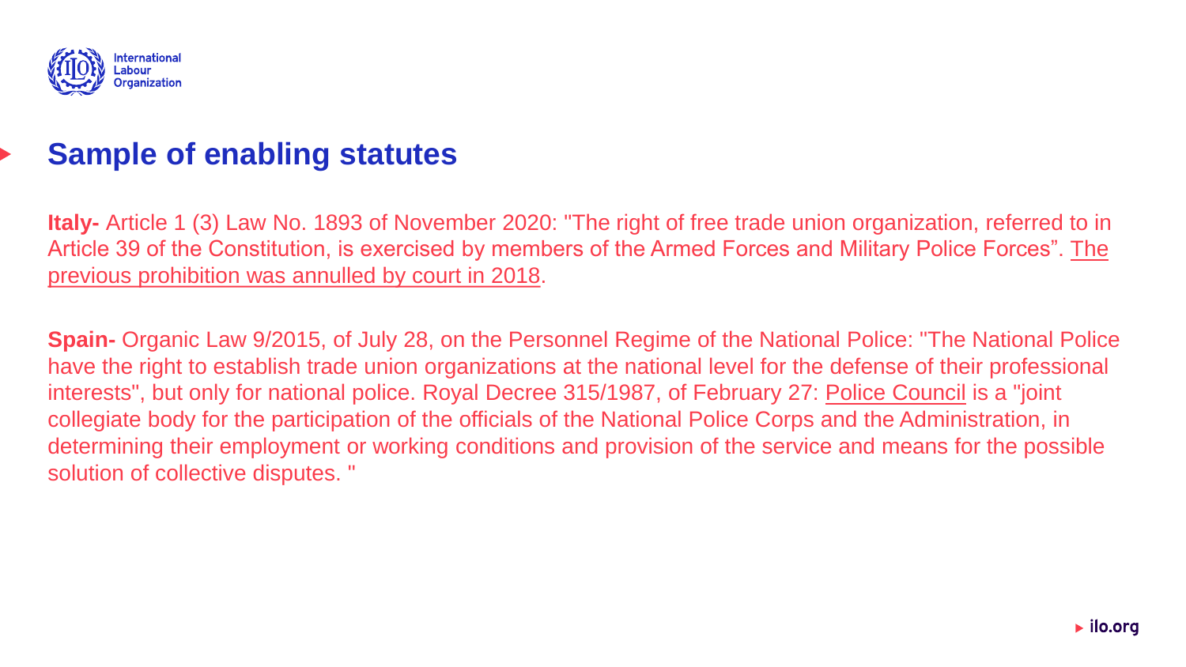## Sample of enabling statutes

**Italy-** Article 1 (3) Law No. 1893 of November 2020: "The right of free trade union organization, referred to in Article 39 of the Constitution, is exercised by members of the Armed Forces and Military Police Forces". The previous prohibition was annulled by court in 2018.

**Spain-** Organic Law 9/2015, of July 28, on the Personnel Regime of the National Police: "The National Police have the right to establish trade union organizations at the national level for the defense of their professional interests", but only for national police. Royal Decree 315/1987, of February 27: Police Council is a "joint collegiate body for the participation of the officials of the National Police Corps and the Administration, in determining their employment or working conditions and provision of the service and means for the possible solution of collective disputes. "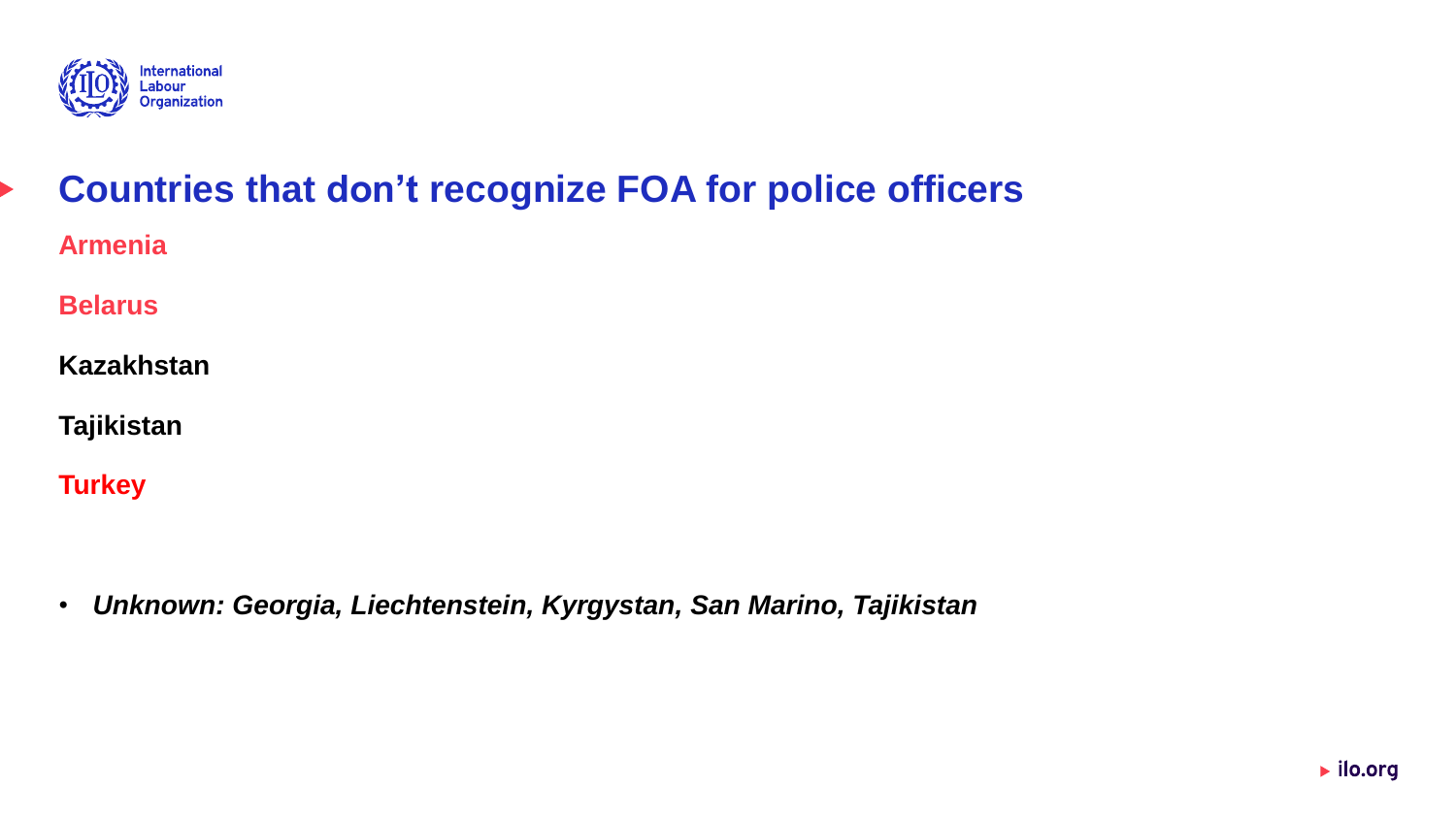# Countries that don't recognize FOA for police officers

**Armenia**

**Belarus**

**Kazakhstan**

**Tajikistan**

**Turkey**

- ***Unknown: Georgia, Liechtenstein, Kyrgystan, San Marino, Tajikistan***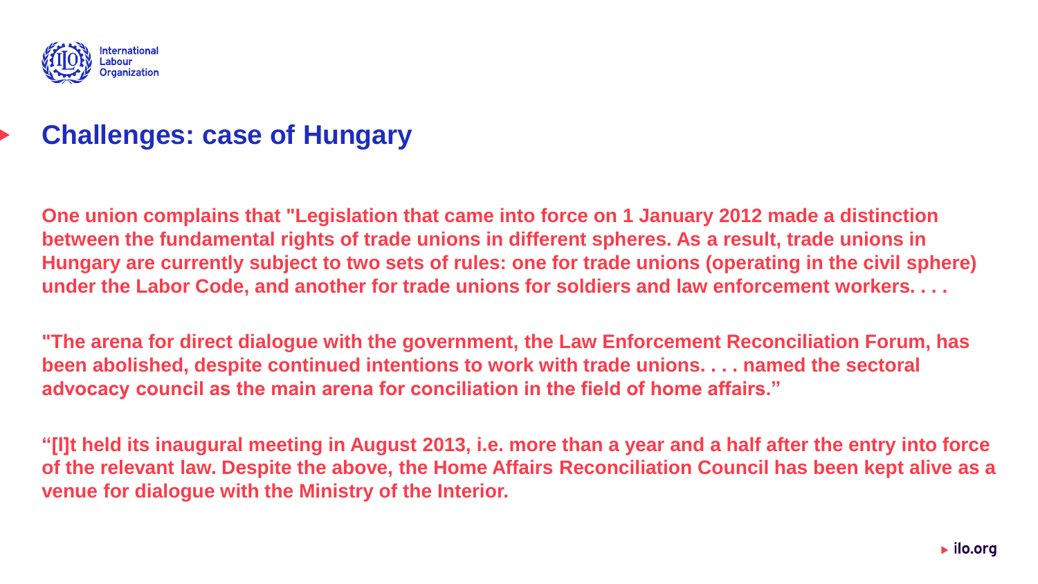# Challenges: case of Hungary

**One union complains that "Legislation that came into force on 1 January 2012 made a distinction between the fundamental rights of trade unions in different spheres. As a result, trade unions in Hungary are currently subject to two sets of rules: one for trade unions (operating in the civil sphere) under the Labor Code, and another for trade unions for soldiers and law enforcement workers. . . .**

**"The arena for direct dialogue with the government, the Law Enforcement Reconciliation Forum, has been abolished, despite continued intentions to work with trade unions. . . . named the sectoral advocacy council as the main arena for conciliation in the field of home affairs."**

**"[I]t held its inaugural meeting in August 2013, i.e. more than a year and a half after the entry into force of the relevant law. Despite the above, the Home Affairs Reconciliation Council has been kept alive as a venue for dialogue with the Ministry of the Interior.**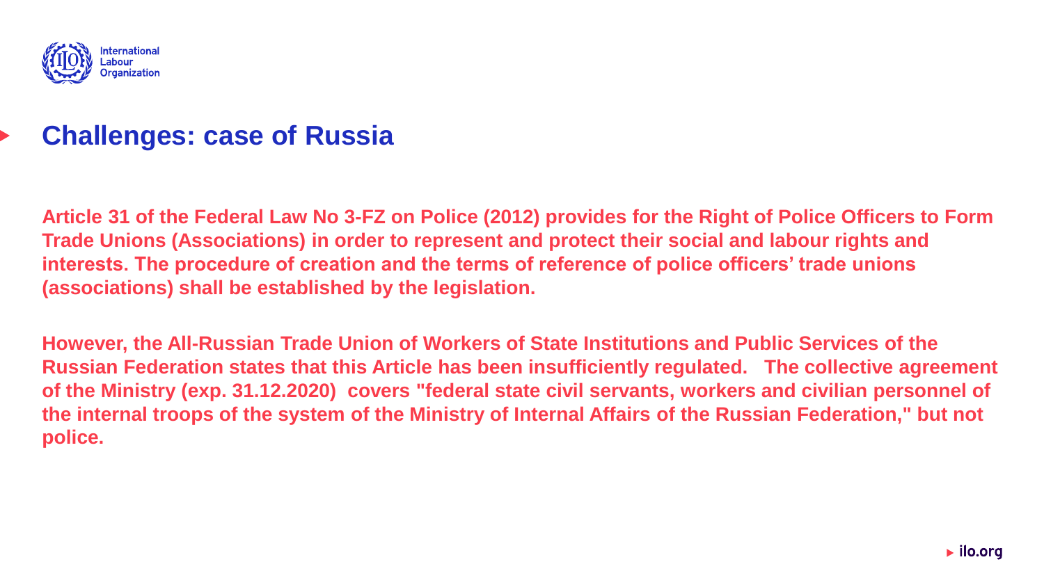## Challenges: case of Russia

**Article 31 of the Federal Law No 3-FZ on Police (2012) provides for the Right of Police Officers to Form Trade Unions (Associations) in order to represent and protect their social and labour rights and interests. The procedure of creation and the terms of reference of police officers' trade unions (associations) shall be established by the legislation.**

**However, the All-Russian Trade Union of Workers of State Institutions and Public Services of the Russian Federation states that this Article has been insufficiently regulated. The collective agreement of the Ministry (exp. 31.12.2020) covers "federal state civil servants, workers and civilian personnel of the internal troops of the system of the Ministry of Internal Affairs of the Russian Federation," but not police.**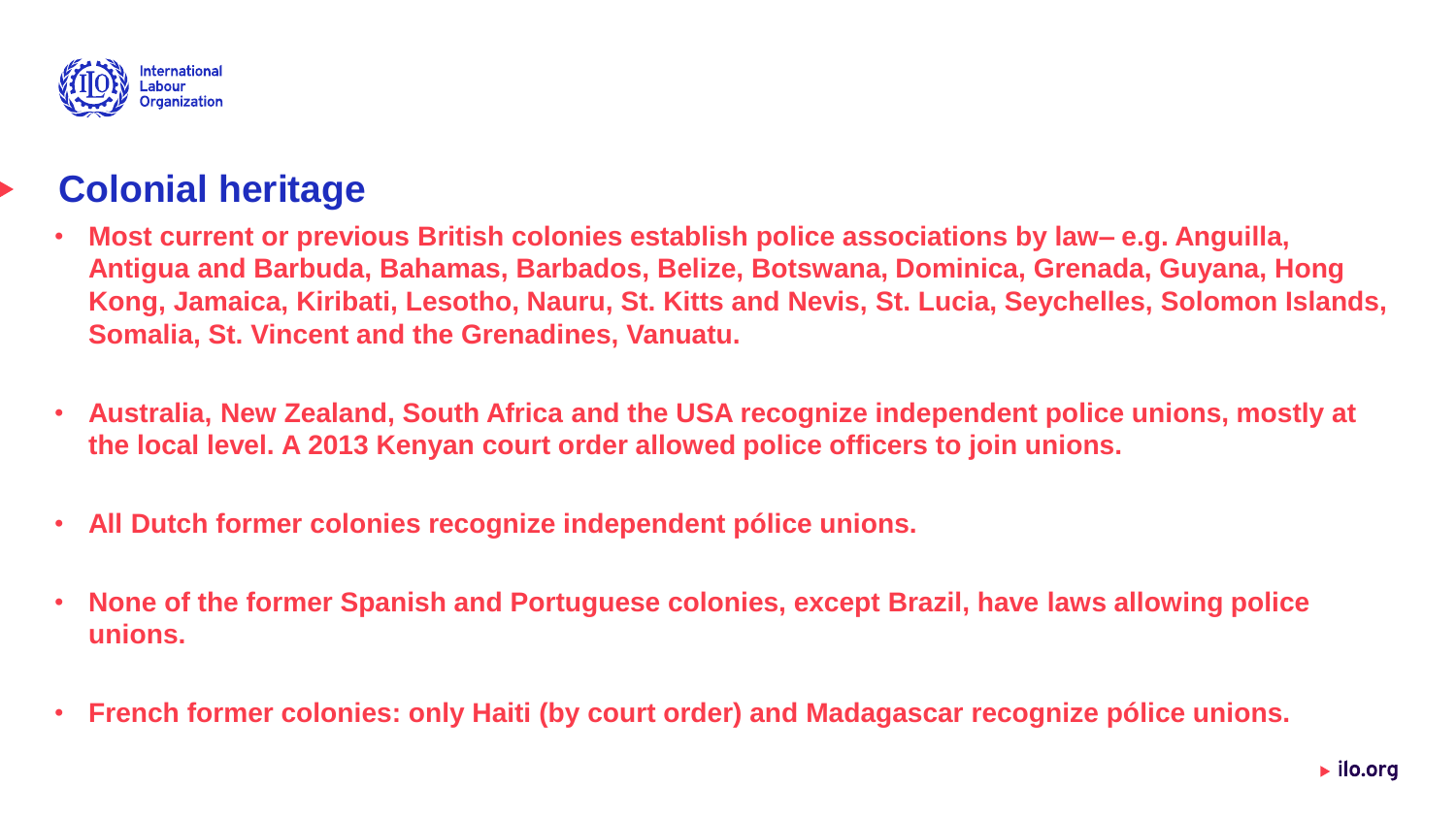## Colonial heritage

- **Most current or previous British colonies establish police associations by law– e.g. Anguilla, Antigua and Barbuda, Bahamas, Barbados, Belize, Botswana, Dominica, Grenada, Guyana, Hong Kong, Jamaica, Kiribati, Lesotho, Nauru, St. Kitts and Nevis, St. Lucia, Seychelles, Solomon Islands, Somalia, St. Vincent and the Grenadines, Vanuatu.**

- **Australia, New Zealand, South Africa and the USA recognize independent police unions, mostly at the local level. A 2013 Kenyan court order allowed police officers to join unions.**

- **All Dutch former colonies recognize independent pólice unions.**

- **None of the former Spanish and Portuguese colonies, except Brazil, have laws allowing police unions.**

- **French former colonies: only Haiti (by court order) and Madagascar recognize pólice unions.**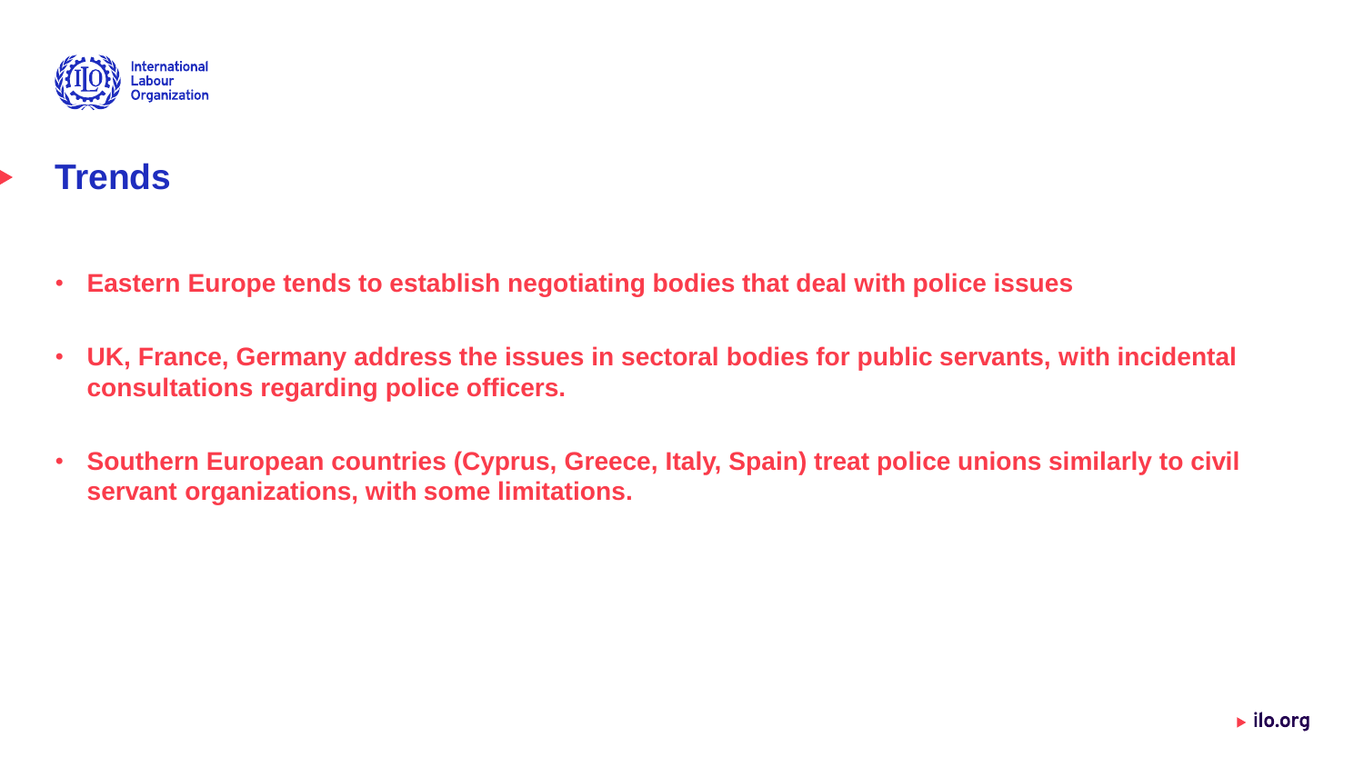# Trends

- **Eastern Europe tends to establish negotiating bodies that deal with police issues**
- **UK, France, Germany address the issues in sectoral bodies for public servants, with incidental consultations regarding police officers.**
- **Southern European countries (Cyprus, Greece, Italy, Spain) treat police unions similarly to civil servant organizations, with some limitations.**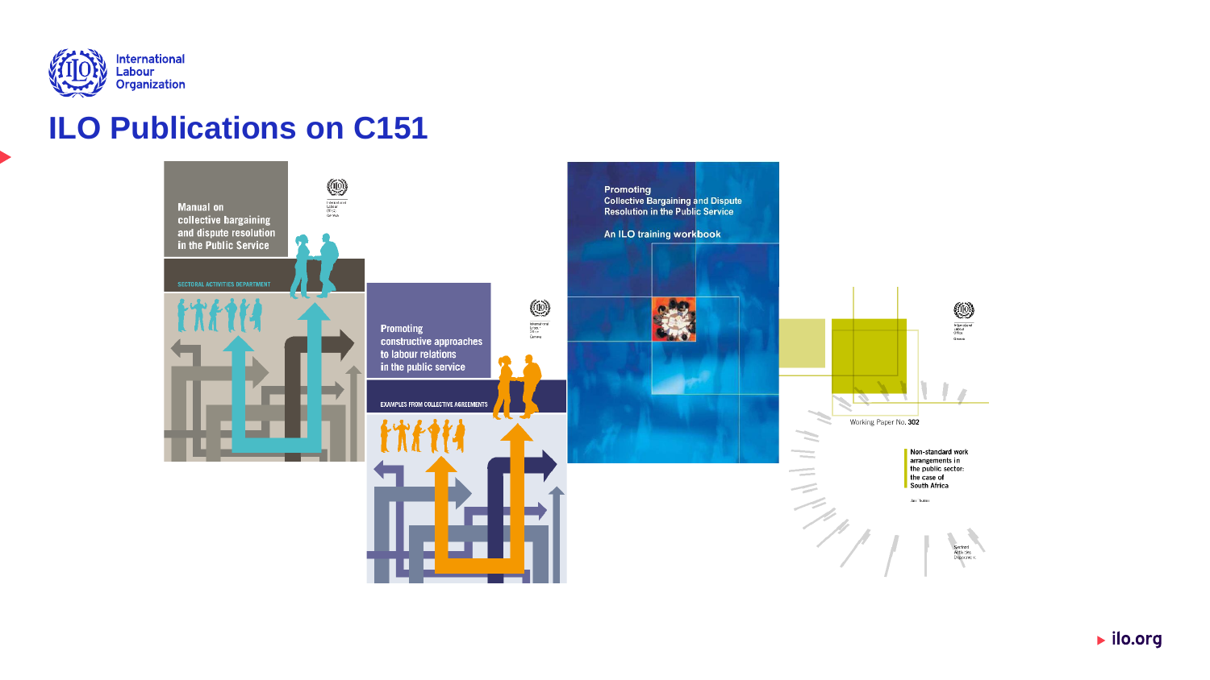# ILO Publications on C151

Manual on collective bargaining and dispute resolution in the Public Service

SECTORAL ACTIVITIES DEPARTMENT

Promoting constructive approaches to labour relations in the public service

EXAMPLES FROM COLLECTIVE AGREEMENTS

Promoting Collective Bargaining and Dispute Resolution in the Public Service

An ILO training workbook

Working Paper No. 302

Non-standard work arrangements in the public sector: the case of South Africa